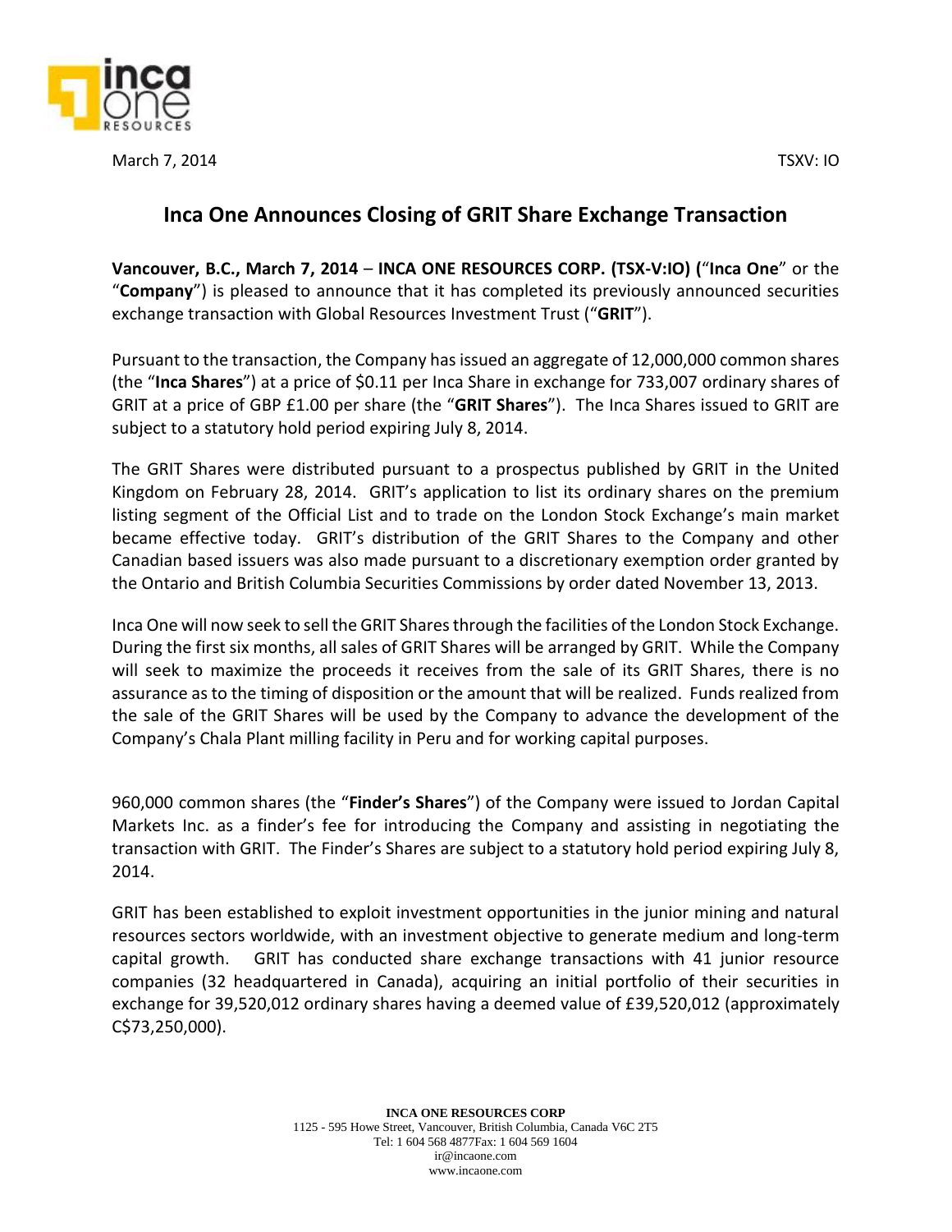March 7, 2014 TSXV: IO

# Inca One Announces Closing of GRIT Share Exchange Transaction

**Vancouver, B.C., March 7, 2014** – **INCA ONE RESOURCES CORP. (TSX-V:IO) (**"**Inca One**" or the "**Company**") is pleased to announce that it has completed its previously announced securities exchange transaction with Global Resources Investment Trust ("**GRIT**").

Pursuant to the transaction, the Company has issued an aggregate of 12,000,000 common shares (the "**Inca Shares**") at a price of $0.11 per Inca Share in exchange for 733,007 ordinary shares of GRIT at a price of GBP £1.00 per share (the "**GRIT Shares**"). The Inca Shares issued to GRIT are subject to a statutory hold period expiring July 8, 2014.

The GRIT Shares were distributed pursuant to a prospectus published by GRIT in the United Kingdom on February 28, 2014. GRIT's application to list its ordinary shares on the premium listing segment of the Official List and to trade on the London Stock Exchange's main market became effective today. GRIT's distribution of the GRIT Shares to the Company and other Canadian based issuers was also made pursuant to a discretionary exemption order granted by the Ontario and British Columbia Securities Commissions by order dated November 13, 2013.

Inca One will now seek to sell the GRIT Shares through the facilities of the London Stock Exchange. During the first six months, all sales of GRIT Shares will be arranged by GRIT. While the Company will seek to maximize the proceeds it receives from the sale of its GRIT Shares, there is no assurance as to the timing of disposition or the amount that will be realized. Funds realized from the sale of the GRIT Shares will be used by the Company to advance the development of the Company's Chala Plant milling facility in Peru and for working capital purposes.

960,000 common shares (the "**Finder's Shares**") of the Company were issued to Jordan Capital Markets Inc. as a finder's fee for introducing the Company and assisting in negotiating the transaction with GRIT. The Finder's Shares are subject to a statutory hold period expiring July 8, 2014.

GRIT has been established to exploit investment opportunities in the junior mining and natural resources sectors worldwide, with an investment objective to generate medium and long-term capital growth. GRIT has conducted share exchange transactions with 41 junior resource companies (32 headquartered in Canada), acquiring an initial portfolio of their securities in exchange for 39,520,012 ordinary shares having a deemed value of £39,520,012 (approximately C$73,250,000).

**INCA ONE RESOURCES CORP**
1125 - 595 Howe Street, Vancouver, British Columbia, Canada V6C 2T5
Tel: 1 604 568 4877Fax: 1 604 569 1604
ir@incaone.com
www.incaone.com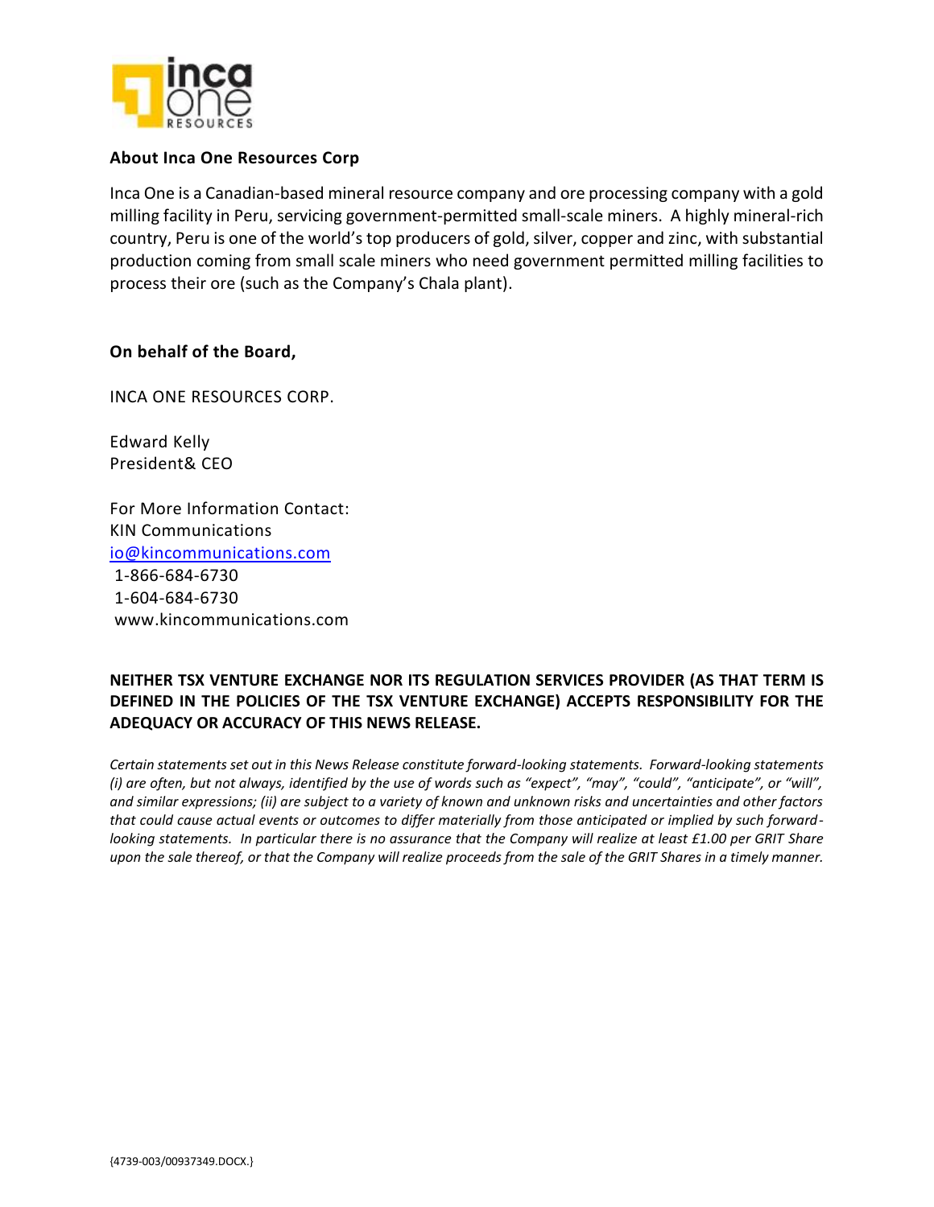## About Inca One Resources Corp

Inca One is a Canadian-based mineral resource company and ore processing company with a gold milling facility in Peru, servicing government-permitted small-scale miners. A highly mineral-rich country, Peru is one of the world's top producers of gold, silver, copper and zinc, with substantial production coming from small scale miners who need government permitted milling facilities to process their ore (such as the Company's Chala plant).

**On behalf of the Board,**

INCA ONE RESOURCES CORP.

Edward Kelly
President& CEO

For More Information Contact:
KIN Communications
io@kincommunications.com
1-866-684-6730
1-604-684-6730
www.kincommunications.com

**NEITHER TSX VENTURE EXCHANGE NOR ITS REGULATION SERVICES PROVIDER (AS THAT TERM IS DEFINED IN THE POLICIES OF THE TSX VENTURE EXCHANGE) ACCEPTS RESPONSIBILITY FOR THE ADEQUACY OR ACCURACY OF THIS NEWS RELEASE.**

*Certain statements set out in this News Release constitute forward-looking statements. Forward-looking statements (i) are often, but not always, identified by the use of words such as "expect", "may", "could", "anticipate", or "will", and similar expressions; (ii) are subject to a variety of known and unknown risks and uncertainties and other factors that could cause actual events or outcomes to differ materially from those anticipated or implied by such forward-looking statements. In particular there is no assurance that the Company will realize at least £1.00 per GRIT Share upon the sale thereof, or that the Company will realize proceeds from the sale of the GRIT Shares in a timely manner.*

{4739-003/00937349.DOCX.}